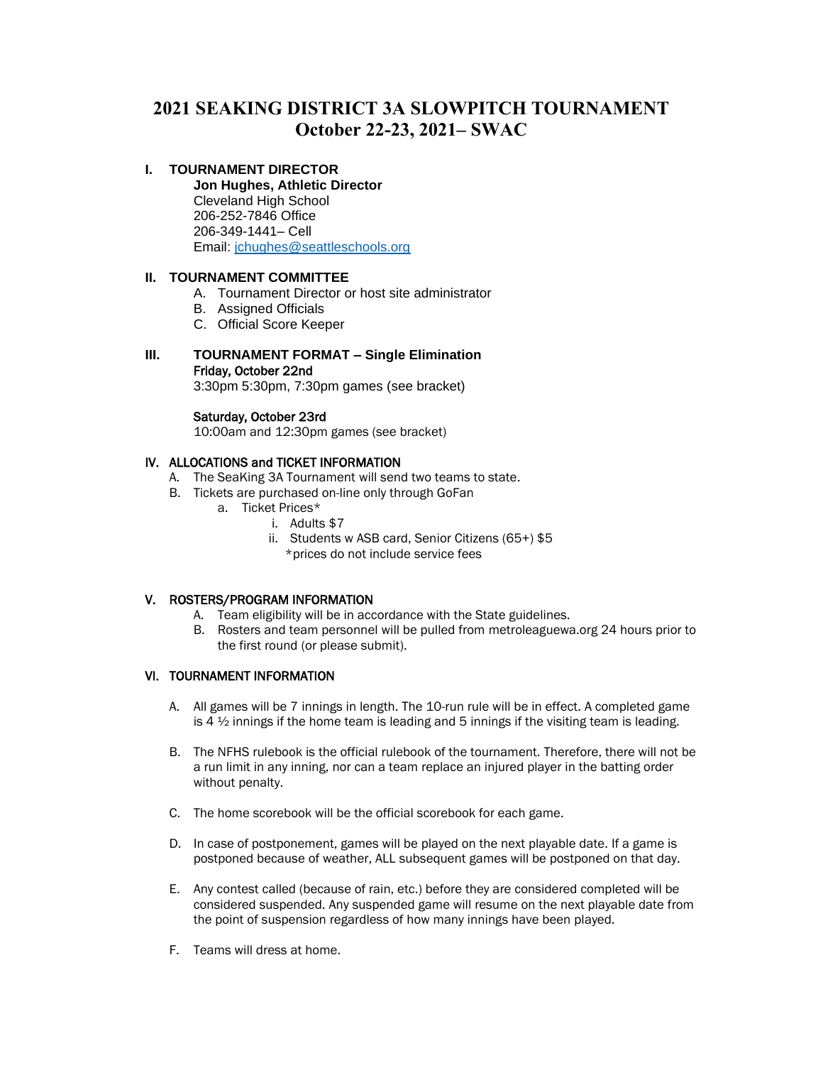# 2021 SEAKING DISTRICT 3A SLOWPITCH TOURNAMENT
# October 22-23, 2021– SWAC

## I. TOURNAMENT DIRECTOR

**Jon Hughes, Athletic Director**
Cleveland High School
206-252-7846 Office
206-349-1441– Cell
Email: jchughes@seattleschools.org

## II. TOURNAMENT COMMITTEE

A. Tournament Director or host site administrator
B. Assigned Officials
C. Official Score Keeper

## III. TOURNAMENT FORMAT – Single Elimination

**Friday, October 22nd**
3:30pm 5:30pm, 7:30pm games (see bracket)

**Saturday, October 23rd**
10:00am and 12:30pm games (see bracket)

## IV. ALLOCATIONS and TICKET INFORMATION

A. The SeaKing 3A Tournament will send two teams to state.
B. Tickets are purchased on-line only through GoFan
   a. Ticket Prices*
      i. Adults $7
      ii. Students w ASB card, Senior Citizens (65+) $5
      *prices do not include service fees

## V. ROSTERS/PROGRAM INFORMATION

A. Team eligibility will be in accordance with the State guidelines.
B. Rosters and team personnel will be pulled from metroleaguewa.org 24 hours prior to the first round (or please submit).

## VI. TOURNAMENT INFORMATION

A. All games will be 7 innings in length. The 10-run rule will be in effect. A completed game is 4 ½ innings if the home team is leading and 5 innings if the visiting team is leading.

B. The NFHS rulebook is the official rulebook of the tournament. Therefore, there will not be a run limit in any inning, nor can a team replace an injured player in the batting order without penalty.

C. The home scorebook will be the official scorebook for each game.

D. In case of postponement, games will be played on the next playable date. If a game is postponed because of weather, ALL subsequent games will be postponed on that day.

E. Any contest called (because of rain, etc.) before they are considered completed will be considered suspended. Any suspended game will resume on the next playable date from the point of suspension regardless of how many innings have been played.

F. Teams will dress at home.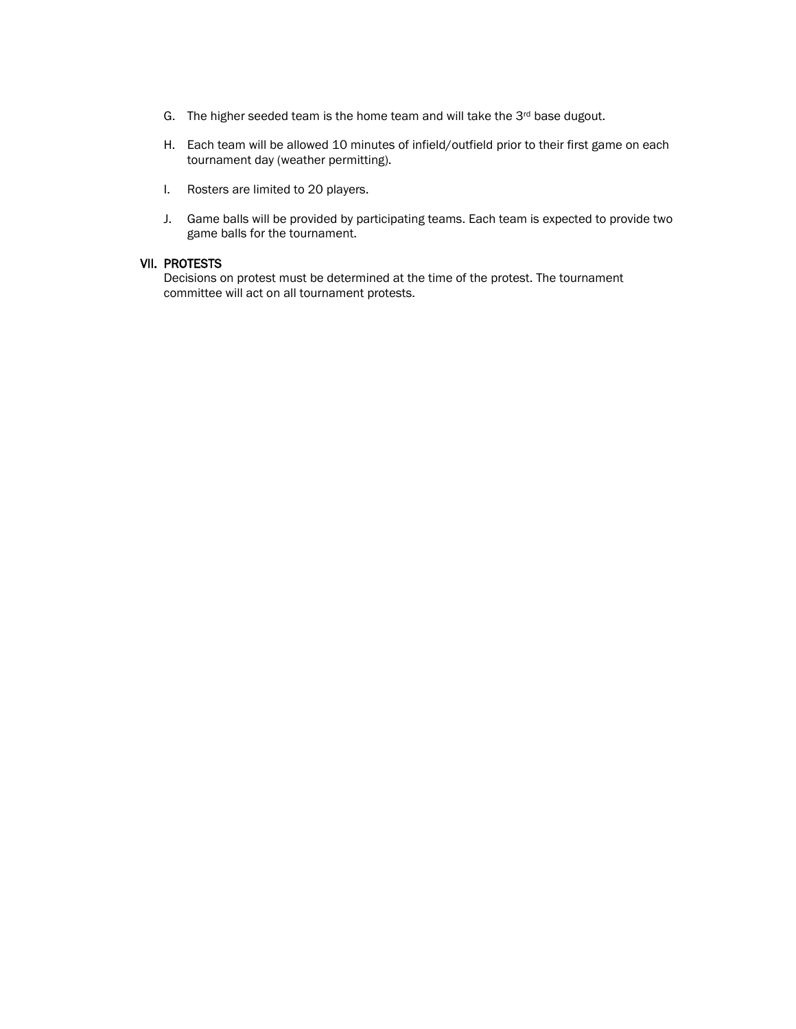G. The higher seeded team is the home team and will take the 3rd base dugout.

H. Each team will be allowed 10 minutes of infield/outfield prior to their first game on each tournament day (weather permitting).

I. Rosters are limited to 20 players.

J. Game balls will be provided by participating teams. Each team is expected to provide two game balls for the tournament.

## VII. PROTESTS

Decisions on protest must be determined at the time of the protest. The tournament committee will act on all tournament protests.